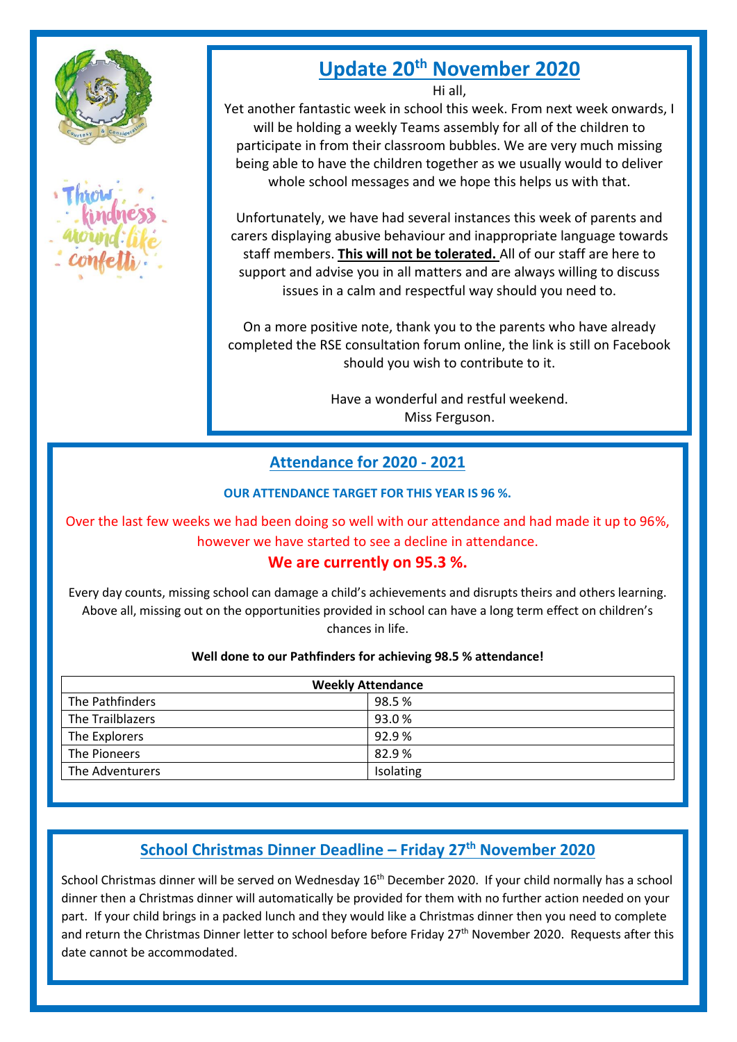## Update 20th November 2020

Hi all,

Yet another fantastic week in school this week. From next week onwards, I will be holding a weekly Teams assembly for all of the children to participate in from their classroom bubbles. We are very much missing being able to have the children together as we usually would to deliver whole school messages and we hope this helps us with that.

Unfortunately, we have had several instances this week of parents and carers displaying abusive behaviour and inappropriate language towards staff members. **This will not be tolerated.** All of our staff are here to support and advise you in all matters and are always willing to discuss issues in a calm and respectful way should you need to.

On a more positive note, thank you to the parents who have already completed the RSE consultation forum online, the link is still on Facebook should you wish to contribute to it.

Have a wonderful and restful weekend.
Miss Ferguson.

## Attendance for 2020 - 2021

**OUR ATTENDANCE TARGET FOR THIS YEAR IS 96 %.**

Over the last few weeks we had been doing so well with our attendance and had made it up to 96%, however we have started to see a decline in attendance.

**We are currently on 95.3 %.**

Every day counts, missing school can damage a child's achievements and disrupts theirs and others learning. Above all, missing out on the opportunities provided in school can have a long term effect on children's chances in life.

**Well done to our Pathfinders for achieving 98.5 % attendance!**

| Weekly Attendance | |
|---|---|
| The Pathfinders | 98.5 % |
| The Trailblazers | 93.0 % |
| The Explorers | 92.9 % |
| The Pioneers | 82.9 % |
| The Adventurers | Isolating |

## School Christmas Dinner Deadline – Friday 27th November 2020

School Christmas dinner will be served on Wednesday 16th December 2020. If your child normally has a school dinner then a Christmas dinner will automatically be provided for them with no further action needed on your part. If your child brings in a packed lunch and they would like a Christmas dinner then you need to complete and return the Christmas Dinner letter to school before before Friday 27th November 2020. Requests after this date cannot be accommodated.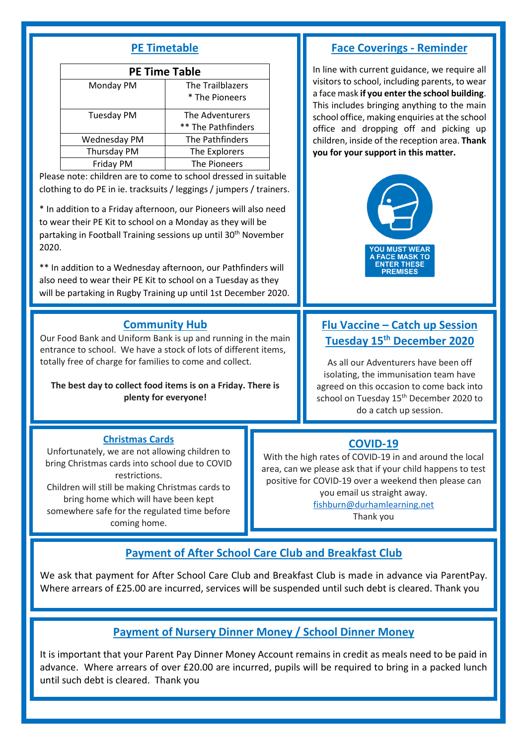## PE Timetable

| PE Time Table | |
|---|---|
| Monday PM | The Trailblazers<br>* The Pioneers |
| Tuesday PM | The Adventurers<br>** The Pathfinders |
| Wednesday PM | The Pathfinders |
| Thursday PM | The Explorers |
| Friday PM | The Pioneers |

Please note: children are to come to school dressed in suitable clothing to do PE in ie. tracksuits / leggings / jumpers / trainers.

* In addition to a Friday afternoon, our Pioneers will also need to wear their PE Kit to school on a Monday as they will be partaking in Football Training sessions up until 30th November 2020.

** In addition to a Wednesday afternoon, our Pathfinders will also need to wear their PE Kit to school on a Tuesday as they will be partaking in Rugby Training up until 1st December 2020.

## Face Coverings - Reminder

In line with current guidance, we require all visitors to school, including parents, to wear a face mask **if you enter the school building**. This includes bringing anything to the main school office, making enquiries at the school office and dropping off and picking up children, inside of the reception area. **Thank you for your support in this matter.**

YOU MUST WEAR A FACE MASK TO ENTER THESE PREMISES

## Community Hub

Our Food Bank and Uniform Bank is up and running in the main entrance to school. We have a stock of lots of different items, totally free of charge for families to come and collect.

**The best day to collect food items is on a Friday. There is plenty for everyone!**

## Flu Vaccine – Catch up Session Tuesday 15th December 2020

As all our Adventurers have been off isolating, the immunisation team have agreed on this occasion to come back into school on Tuesday 15th December 2020 to do a catch up session.

### Christmas Cards

Unfortunately, we are not allowing children to bring Christmas cards into school due to COVID restrictions.
Children will still be making Christmas cards to bring home which will have been kept somewhere safe for the regulated time before coming home.

## COVID-19

With the high rates of COVID-19 in and around the local area, can we please ask that if your child happens to test positive for COVID-19 over a weekend then please can you email us straight away.
fishburn@durhamlearning.net
Thank you

## Payment of After School Care Club and Breakfast Club

We ask that payment for After School Care Club and Breakfast Club is made in advance via ParentPay. Where arrears of £25.00 are incurred, services will be suspended until such debt is cleared. Thank you

## Payment of Nursery Dinner Money / School Dinner Money

It is important that your Parent Pay Dinner Money Account remains in credit as meals need to be paid in advance. Where arrears of over £20.00 are incurred, pupils will be required to bring in a packed lunch until such debt is cleared. Thank you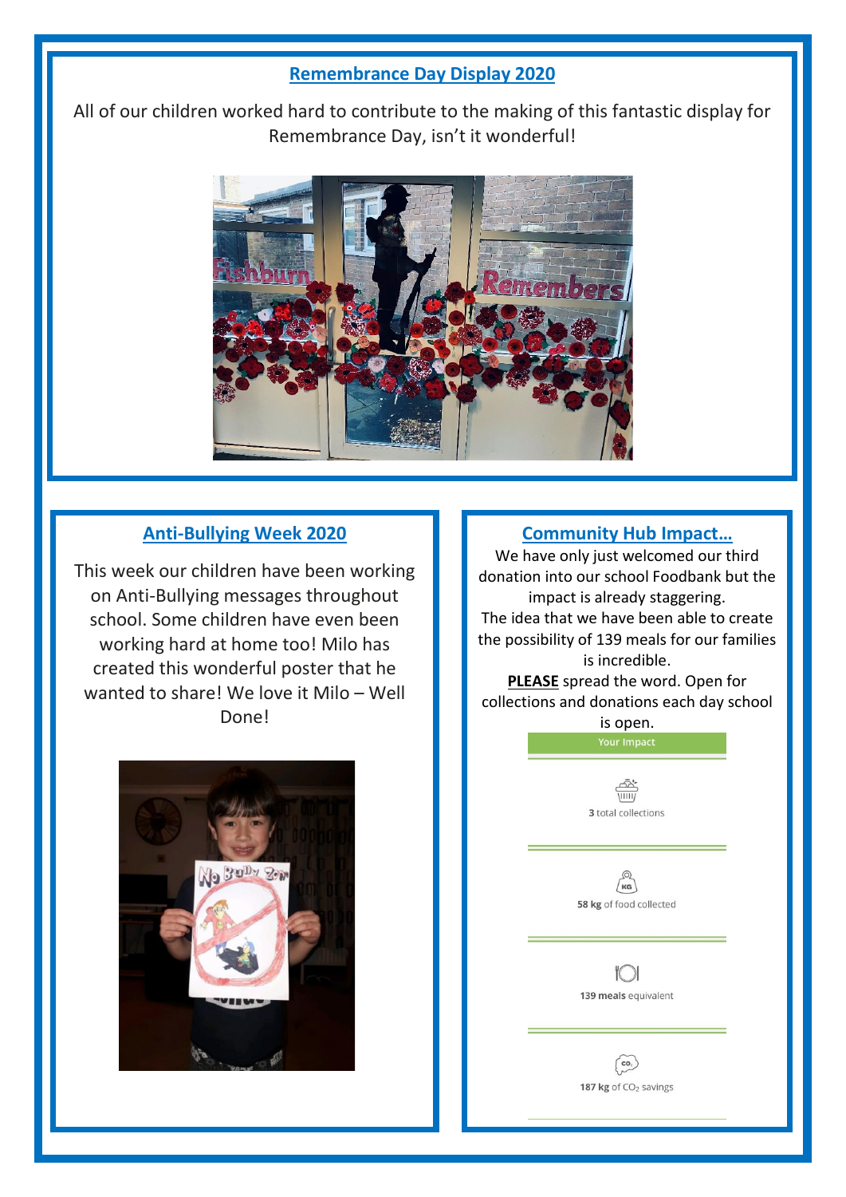## Remembrance Day Display 2020

All of our children worked hard to contribute to the making of this fantastic display for Remembrance Day, isn't it wonderful!

## Anti-Bullying Week 2020

This week our children have been working on Anti-Bullying messages throughout school. Some children have even been working hard at home too! Milo has created this wonderful poster that he wanted to share! We love it Milo – Well Done!

## Community Hub Impact…

We have only just welcomed our third donation into our school Foodbank but the impact is already staggering.

The idea that we have been able to create the possibility of 139 meals for our families is incredible.

**PLEASE** spread the word. Open for collections and donations each day school is open.

Your Impact

**3** total collections

**58 kg** of food collected

**139 meals** equivalent

**187 kg** of $CO_2$ savings